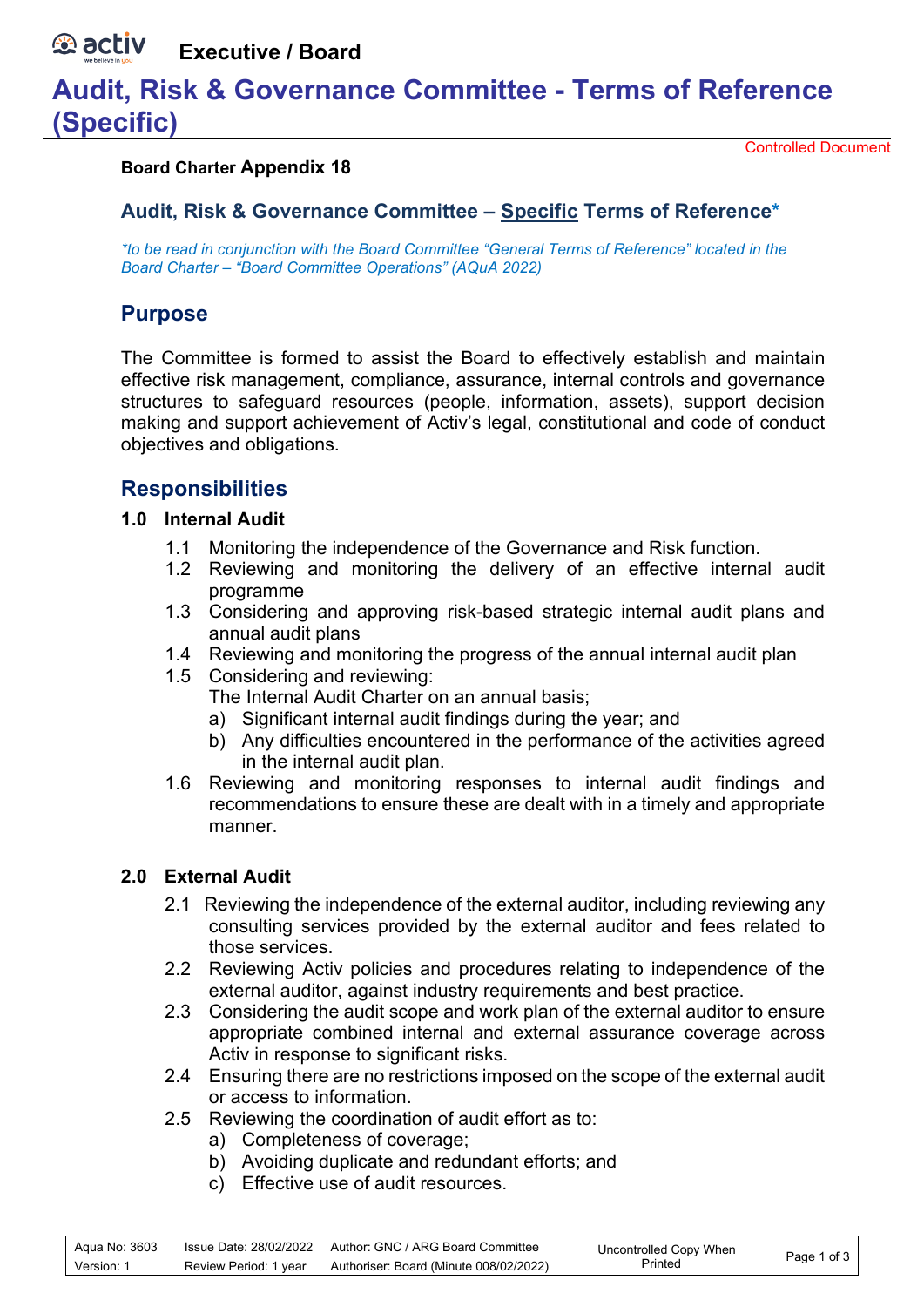# Executive / Board

# Audit, Risk & Governance Committee - Terms of Reference (Specific)

Controlled Document

**Board Charter Appendix 18**

## Audit, Risk & Governance Committee – Specific Terms of Reference*

*\*to be read in conjunction with the Board Committee "General Terms of Reference" located in the Board Charter – "Board Committee Operations" (AQuA 2022)*

## Purpose

The Committee is formed to assist the Board to effectively establish and maintain effective risk management, compliance, assurance, internal controls and governance structures to safeguard resources (people, information, assets), support decision making and support achievement of Activ's legal, constitutional and code of conduct objectives and obligations.

## Responsibilities

### 1.0 Internal Audit

- 1.1 Monitoring the independence of the Governance and Risk function.
- 1.2 Reviewing and monitoring the delivery of an effective internal audit programme
- 1.3 Considering and approving risk-based strategic internal audit plans and annual audit plans
- 1.4 Reviewing and monitoring the progress of the annual internal audit plan
- 1.5 Considering and reviewing:
  The Internal Audit Charter on an annual basis;
  - a) Significant internal audit findings during the year; and
  - b) Any difficulties encountered in the performance of the activities agreed in the internal audit plan.
- 1.6 Reviewing and monitoring responses to internal audit findings and recommendations to ensure these are dealt with in a timely and appropriate manner.

### 2.0 External Audit

- 2.1 Reviewing the independence of the external auditor, including reviewing any consulting services provided by the external auditor and fees related to those services.
- 2.2 Reviewing Activ policies and procedures relating to independence of the external auditor, against industry requirements and best practice.
- 2.3 Considering the audit scope and work plan of the external auditor to ensure appropriate combined internal and external assurance coverage across Activ in response to significant risks.
- 2.4 Ensuring there are no restrictions imposed on the scope of the external audit or access to information.
- 2.5 Reviewing the coordination of audit effort as to:
  - a) Completeness of coverage;
  - b) Avoiding duplicate and redundant efforts; and
  - c) Effective use of audit resources.

| Aqua No: 3603 | Issue Date: 28/02/2022 | Author: GNC / ARG Board Committee | Uncontrolled Copy When Printed |
|---|---|---|---|
| Version: 1 | Review Period: 1 year | Authoriser: Board (Minute 008/02/2022) | |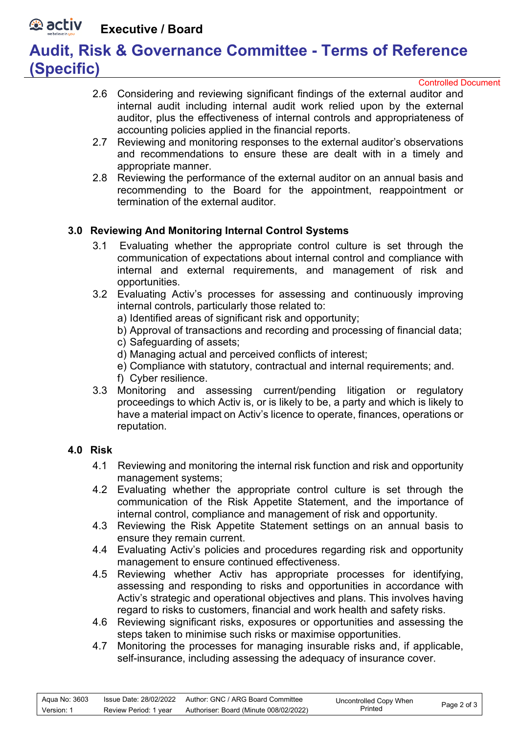2.6 Considering and reviewing significant findings of the external auditor and internal audit including internal audit work relied upon by the external auditor, plus the effectiveness of internal controls and appropriateness of accounting policies applied in the financial reports.

2.7 Reviewing and monitoring responses to the external auditor's observations and recommendations to ensure these are dealt with in a timely and appropriate manner.

2.8 Reviewing the performance of the external auditor on an annual basis and recommending to the Board for the appointment, reappointment or termination of the external auditor.

## 3.0 Reviewing And Monitoring Internal Control Systems

3.1 Evaluating whether the appropriate control culture is set through the communication of expectations about internal control and compliance with internal and external requirements, and management of risk and opportunities.

3.2 Evaluating Activ's processes for assessing and continuously improving internal controls, particularly those related to:

a) Identified areas of significant risk and opportunity;
b) Approval of transactions and recording and processing of financial data;
c) Safeguarding of assets;
d) Managing actual and perceived conflicts of interest;
e) Compliance with statutory, contractual and internal requirements; and.
f) Cyber resilience.

3.3 Monitoring and assessing current/pending litigation or regulatory proceedings to which Activ is, or is likely to be, a party and which is likely to have a material impact on Activ's licence to operate, finances, operations or reputation.

## 4.0 Risk

4.1 Reviewing and monitoring the internal risk function and risk and opportunity management systems;

4.2 Evaluating whether the appropriate control culture is set through the communication of the Risk Appetite Statement, and the importance of internal control, compliance and management of risk and opportunity.

4.3 Reviewing the Risk Appetite Statement settings on an annual basis to ensure they remain current.

4.4 Evaluating Activ's policies and procedures regarding risk and opportunity management to ensure continued effectiveness.

4.5 Reviewing whether Activ has appropriate processes for identifying, assessing and responding to risks and opportunities in accordance with Activ's strategic and operational objectives and plans. This involves having regard to risks to customers, financial and work health and safety risks.

4.6 Reviewing significant risks, exposures or opportunities and assessing the steps taken to minimise such risks or maximise opportunities.

4.7 Monitoring the processes for managing insurable risks and, if applicable, self-insurance, including assessing the adequacy of insurance cover.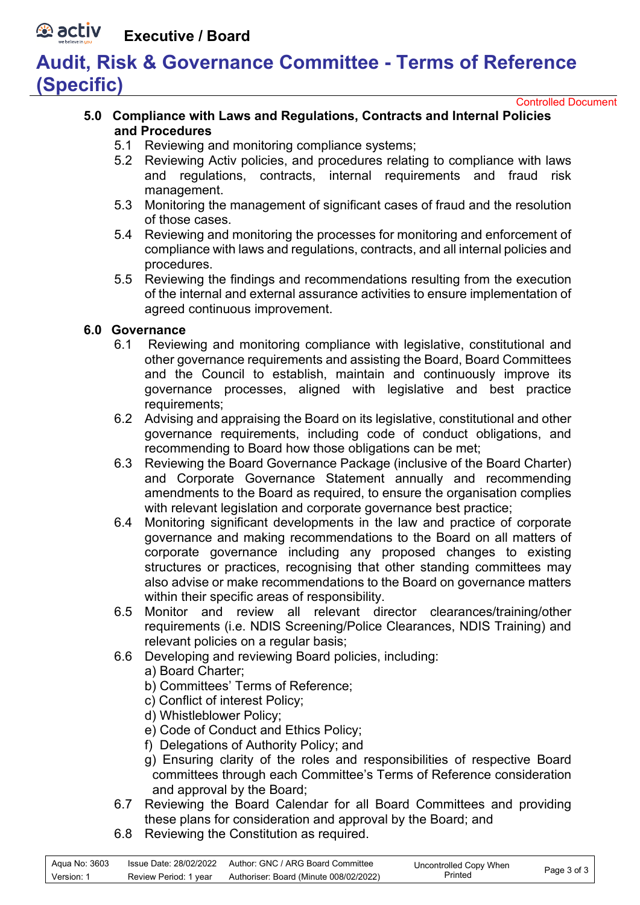## 5.0 Compliance with Laws and Regulations, Contracts and Internal Policies and Procedures

5.1 Reviewing and monitoring compliance systems;

5.2 Reviewing Activ policies, and procedures relating to compliance with laws and regulations, contracts, internal requirements and fraud risk management.

5.3 Monitoring the management of significant cases of fraud and the resolution of those cases.

5.4 Reviewing and monitoring the processes for monitoring and enforcement of compliance with laws and regulations, contracts, and all internal policies and procedures.

5.5 Reviewing the findings and recommendations resulting from the execution of the internal and external assurance activities to ensure implementation of agreed continuous improvement.

## 6.0 Governance

6.1 Reviewing and monitoring compliance with legislative, constitutional and other governance requirements and assisting the Board, Board Committees and the Council to establish, maintain and continuously improve its governance processes, aligned with legislative and best practice requirements;

6.2 Advising and appraising the Board on its legislative, constitutional and other governance requirements, including code of conduct obligations, and recommending to Board how those obligations can be met;

6.3 Reviewing the Board Governance Package (inclusive of the Board Charter) and Corporate Governance Statement annually and recommending amendments to the Board as required, to ensure the organisation complies with relevant legislation and corporate governance best practice;

6.4 Monitoring significant developments in the law and practice of corporate governance and making recommendations to the Board on all matters of corporate governance including any proposed changes to existing structures or practices, recognising that other standing committees may also advise or make recommendations to the Board on governance matters within their specific areas of responsibility.

6.5 Monitor and review all relevant director clearances/training/other requirements (i.e. NDIS Screening/Police Clearances, NDIS Training) and relevant policies on a regular basis;

6.6 Developing and reviewing Board policies, including:

a) Board Charter;
b) Committees' Terms of Reference;
c) Conflict of interest Policy;
d) Whistleblower Policy;
e) Code of Conduct and Ethics Policy;
f) Delegations of Authority Policy; and
g) Ensuring clarity of the roles and responsibilities of respective Board committees through each Committee's Terms of Reference consideration and approval by the Board;

6.7 Reviewing the Board Calendar for all Board Committees and providing these plans for consideration and approval by the Board; and

6.8 Reviewing the Constitution as required.